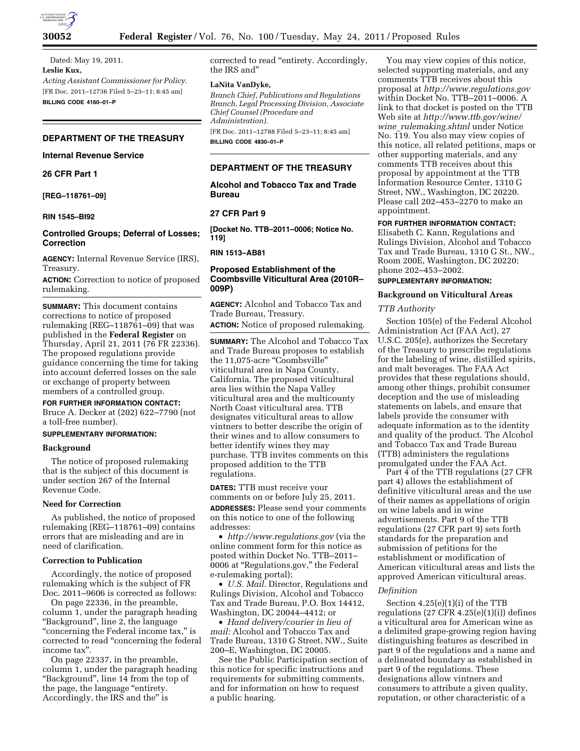Dated: May 19, 2011.

**Leslie Kux,**

*Acting Assistant Commissioner for Policy.*

[FR Doc. 2011–12736 Filed 5–23–11; 8:45 am]

**BILLING CODE 4160–01–P**

## DEPARTMENT OF THE TREASURY

### Internal Revenue Service

### 26 CFR Part 1

**[REG–118761–09]**

**RIN 1545–BI92**

### Controlled Groups; Deferral of Losses; Correction

**AGENCY:** Internal Revenue Service (IRS), Treasury.

**ACTION:** Correction to notice of proposed rulemaking.

**SUMMARY:** This document contains corrections to notice of proposed rulemaking (REG–118761–09) that was published in the **Federal Register** on Thursday, April 21, 2011 (76 FR 22336). The proposed regulations provide guidance concerning the time for taking into account deferred losses on the sale or exchange of property between members of a controlled group.

**FOR FURTHER INFORMATION CONTACT:** Bruce A. Decker at (202) 622–7790 (not a toll-free number).

**SUPPLEMENTARY INFORMATION:**

**Background**

The notice of proposed rulemaking that is the subject of this document is under section 267 of the Internal Revenue Code.

**Need for Correction**

As published, the notice of proposed rulemaking (REG–118761–09) contains errors that are misleading and are in need of clarification.

**Correction to Publication**

Accordingly, the notice of proposed rulemaking which is the subject of FR Doc. 2011–9606 is corrected as follows:

On page 22336, in the preamble, column 1, under the paragraph heading "Background", line 2, the language "concerning the Federal income tax," is corrected to read "concerning the federal income tax".

On page 22337, in the preamble, column 1, under the paragraph heading "Background", line 14 from the top of the page, the language "entirety. Accordingly, the IRS and the" is corrected to read "entirety. Accordingly, the IRS and"

**LaNita VanDyke,**

*Branch Chief, Publications and Regulations Branch, Legal Processing Division, Associate Chief Counsel (Procedure and Administration).*

[FR Doc. 2011–12788 Filed 5–23–11; 8:45 am]

**BILLING CODE 4830–01–P**

## DEPARTMENT OF THE TREASURY

### Alcohol and Tobacco Tax and Trade Bureau

### 27 CFR Part 9

**[Docket No. TTB–2011–0006; Notice No. 119]**

**RIN 1513–AB81**

### Proposed Establishment of the Coombsville Viticultural Area (2010R–009P)

**AGENCY:** Alcohol and Tobacco Tax and Trade Bureau, Treasury.

**ACTION:** Notice of proposed rulemaking.

**SUMMARY:** The Alcohol and Tobacco Tax and Trade Bureau proposes to establish the 11,075-acre "Coombsville" viticultural area in Napa County, California. The proposed viticultural area lies within the Napa Valley viticultural area and the multicounty North Coast viticultural area. TTB designates viticultural areas to allow vintners to better describe the origin of their wines and to allow consumers to better identify wines they may purchase. TTB invites comments on this proposed addition to the TTB regulations.

**DATES:** TTB must receive your comments on or before July 25, 2011.

**ADDRESSES:** Please send your comments on this notice to one of the following addresses:

- *http://www.regulations.gov* (via the online comment form for this notice as posted within Docket No. TTB–2011–0006 at "Regulations.gov," the Federal e-rulemaking portal);
- *U.S. Mail.* Director, Regulations and Rulings Division, Alcohol and Tobacco Tax and Trade Bureau, P.O. Box 14412, Washington, DC 20044–4412; or
- *Hand delivery/courier in lieu of mail:* Alcohol and Tobacco Tax and Trade Bureau, 1310 G Street, NW., Suite 200–E, Washington, DC 20005.

See the Public Participation section of this notice for specific instructions and requirements for submitting comments, and for information on how to request a public hearing.

You may view copies of this notice, selected supporting materials, and any comments TTB receives about this proposal at *http://www.regulations.gov* within Docket No. TTB–2011–0006. A link to that docket is posted on the TTB Web site at *http://www.ttb.gov/wine/wine_rulemaking.shtml* under Notice No. 119. You also may view copies of this notice, all related petitions, maps or other supporting materials, and any comments TTB receives about this proposal by appointment at the TTB Information Resource Center, 1310 G Street, NW., Washington, DC 20220. Please call 202–453–2270 to make an appointment.

**FOR FURTHER INFORMATION CONTACT:** Elisabeth C. Kann, Regulations and Rulings Division, Alcohol and Tobacco Tax and Trade Bureau, 1310 G St., NW., Room 200E, Washington, DC 20220; phone 202–453–2002.

**SUPPLEMENTARY INFORMATION:**

**Background on Viticultural Areas**

*TTB Authority*

Section 105(e) of the Federal Alcohol Administration Act (FAA Act), 27 U.S.C. 205(e), authorizes the Secretary of the Treasury to prescribe regulations for the labeling of wine, distilled spirits, and malt beverages. The FAA Act provides that these regulations should, among other things, prohibit consumer deception and the use of misleading statements on labels, and ensure that labels provide the consumer with adequate information as to the identity and quality of the product. The Alcohol and Tobacco Tax and Trade Bureau (TTB) administers the regulations promulgated under the FAA Act.

Part 4 of the TTB regulations (27 CFR part 4) allows the establishment of definitive viticultural areas and the use of their names as appellations of origin on wine labels and in wine advertisements. Part 9 of the TTB regulations (27 CFR part 9) sets forth standards for the preparation and submission of petitions for the establishment or modification of American viticultural areas and lists the approved American viticultural areas.

*Definition*

Section 4.25(e)(1)(i) of the TTB regulations (27 CFR 4.25(e)(1)(i)) defines a viticultural area for American wine as a delimited grape-growing region having distinguishing features as described in part 9 of the regulations and a name and a delineated boundary as established in part 9 of the regulations. These designations allow vintners and consumers to attribute a given quality, reputation, or other characteristic of a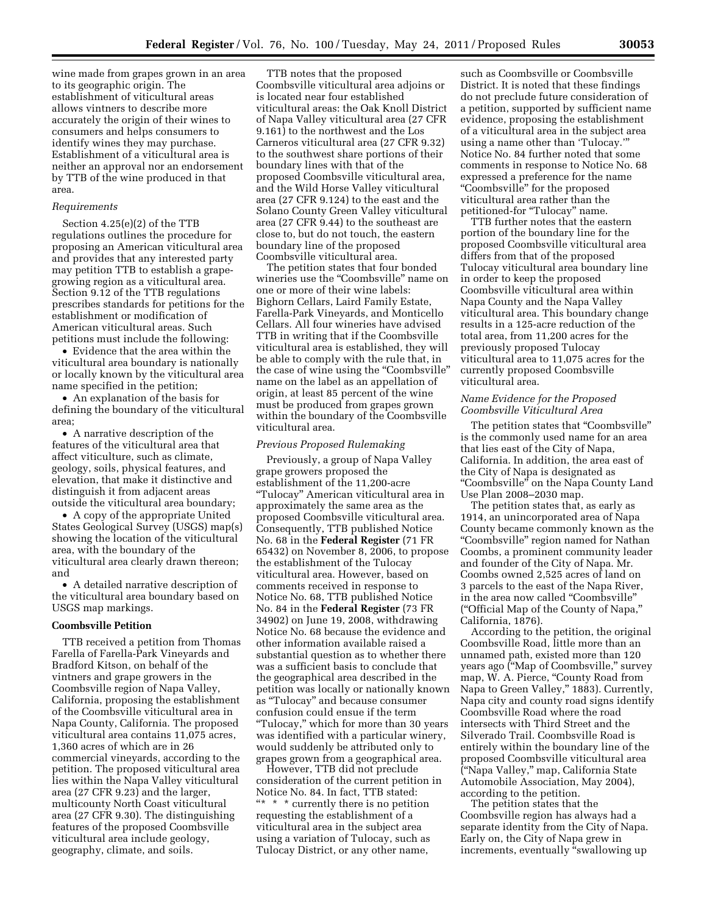wine made from grapes grown in an area to its geographic origin. The establishment of viticultural areas allows vintners to describe more accurately the origin of their wines to consumers and helps consumers to identify wines they may purchase. Establishment of a viticultural area is neither an approval nor an endorsement by TTB of the wine produced in that area.

*Requirements*

Section 4.25(e)(2) of the TTB regulations outlines the procedure for proposing an American viticultural area and provides that any interested party may petition TTB to establish a grape-growing region as a viticultural area. Section 9.12 of the TTB regulations prescribes standards for petitions for the establishment or modification of American viticultural areas. Such petitions must include the following:

- Evidence that the area within the viticultural area boundary is nationally or locally known by the viticultural area name specified in the petition;
- An explanation of the basis for defining the boundary of the viticultural area;
- A narrative description of the features of the viticultural area that affect viticulture, such as climate, geology, soils, physical features, and elevation, that make it distinctive and distinguish it from adjacent areas outside the viticultural area boundary;
- A copy of the appropriate United States Geological Survey (USGS) map(s) showing the location of the viticultural area, with the boundary of the viticultural area clearly drawn thereon; and
- A detailed narrative description of the viticultural area boundary based on USGS map markings.

**Coombsville Petition**

TTB received a petition from Thomas Farella of Farella-Park Vineyards and Bradford Kitson, on behalf of the vintners and grape growers in the Coombsville region of Napa Valley, California, proposing the establishment of the Coombsville viticultural area in Napa County, California. The proposed viticultural area contains 11,075 acres, 1,360 acres of which are in 26 commercial vineyards, according to the petition. The proposed viticultural area lies within the Napa Valley viticultural area (27 CFR 9.23) and the larger, multicounty North Coast viticultural area (27 CFR 9.30). The distinguishing features of the proposed Coombsville viticultural area include geology, geography, climate, and soils.

TTB notes that the proposed Coombsville viticultural area adjoins or is located near four established viticultural areas: the Oak Knoll District of Napa Valley viticultural area (27 CFR 9.161) to the northwest and the Los Carneros viticultural area (27 CFR 9.32) to the southwest share portions of their boundary lines with that of the proposed Coombsville viticultural area, and the Wild Horse Valley viticultural area (27 CFR 9.124) to the east and the Solano County Green Valley viticultural area (27 CFR 9.44) to the southeast are close to, but do not touch, the eastern boundary line of the proposed Coombsville viticultural area.

The petition states that four bonded wineries use the "Coombsville" name on one or more of their wine labels: Bighorn Cellars, Laird Family Estate, Farella-Park Vineyards, and Monticello Cellars. All four wineries have advised TTB in writing that if the Coombsville viticultural area is established, they will be able to comply with the rule that, in the case of wine using the "Coombsville" name on the label as an appellation of origin, at least 85 percent of the wine must be produced from grapes grown within the boundary of the Coombsville viticultural area.

*Previous Proposed Rulemaking*

Previously, a group of Napa Valley grape growers proposed the establishment of the 11,200-acre "Tulocay" American viticultural area in approximately the same area as the proposed Coombsville viticultural area. Consequently, TTB published Notice No. 68 in the **Federal Register** (71 FR 65432) on November 8, 2006, to propose the establishment of the Tulocay viticultural area. However, based on comments received in response to Notice No. 68, TTB published Notice No. 84 in the **Federal Register** (73 FR 34902) on June 19, 2008, withdrawing Notice No. 68 because the evidence and other information available raised a substantial question as to whether there was a sufficient basis to conclude that the geographical area described in the petition was locally or nationally known as "Tulocay" and because consumer confusion could ensue if the term "Tulocay," which for more than 30 years was identified with a particular winery, would suddenly be attributed only to grapes grown from a geographical area.

However, TTB did not preclude consideration of the current petition in Notice No. 84. In fact, TTB stated: "* * * currently there is no petition requesting the establishment of a viticultural area in the subject area using a variation of Tulocay, such as Tulocay District, or any other name, such as Coombsville or Coombsville District. It is noted that these findings do not preclude future consideration of a petition, supported by sufficient name evidence, proposing the establishment of a viticultural area in the subject area using a name other than 'Tulocay.'" Notice No. 84 further noted that some comments in response to Notice No. 68 expressed a preference for the name "Coombsville" for the proposed viticultural area rather than the petitioned-for "Tulocay" name.

TTB further notes that the eastern portion of the boundary line for the proposed Coombsville viticultural area differs from that of the proposed Tulocay viticultural area boundary line in order to keep the proposed Coombsville viticultural area within Napa County and the Napa Valley viticultural area. This boundary change results in a 125-acre reduction of the total area, from 11,200 acres for the previously proposed Tulocay viticultural area to 11,075 acres for the currently proposed Coombsville viticultural area.

*Name Evidence for the Proposed Coombsville Viticultural Area*

The petition states that "Coombsville" is the commonly used name for an area that lies east of the City of Napa, California. In addition, the area east of the City of Napa is designated as "Coombsville" on the Napa County Land Use Plan 2008–2030 map.

The petition states that, as early as 1914, an unincorporated area of Napa County became commonly known as the "Coombsville" region named for Nathan Coombs, a prominent community leader and founder of the City of Napa. Mr. Coombs owned 2,525 acres of land on 3 parcels to the east of the Napa River, in the area now called "Coombsville" ("Official Map of the County of Napa," California, 1876).

According to the petition, the original Coombsville Road, little more than an unnamed path, existed more than 120 years ago ("Map of Coombsville," survey map, W. A. Pierce, "County Road from Napa to Green Valley," 1883). Currently, Napa city and county road signs identify Coombsville Road where the road intersects with Third Street and the Silverado Trail. Coombsville Road is entirely within the boundary line of the proposed Coombsville viticultural area ("Napa Valley," map, California State Automobile Association, May 2004), according to the petition.

The petition states that the Coombsville region has always had a separate identity from the City of Napa. Early on, the City of Napa grew in increments, eventually "swallowing up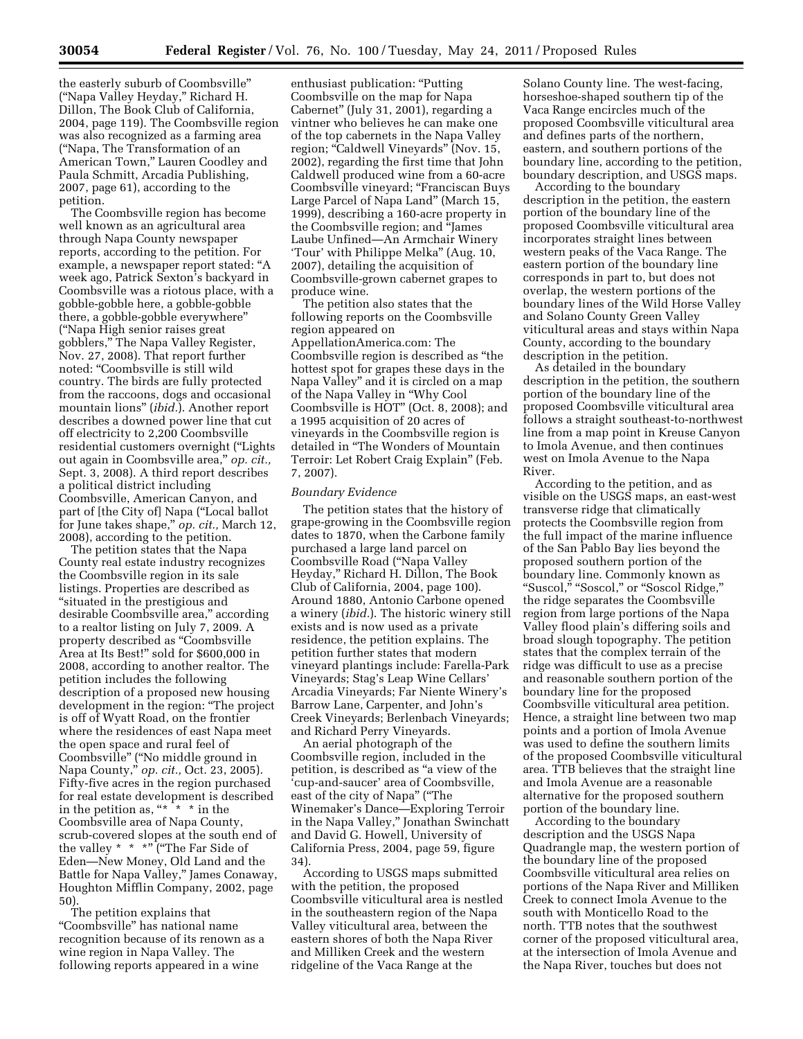the easterly suburb of Coombsville" ("Napa Valley Heyday," Richard H. Dillon, The Book Club of California, 2004, page 119). The Coombsville region was also recognized as a farming area ("Napa, The Transformation of an American Town," Lauren Coodley and Paula Schmitt, Arcadia Publishing, 2007, page 61), according to the petition.

The Coombsville region has become well known as an agricultural area through Napa County newspaper reports, according to the petition. For example, a newspaper report stated: "A week ago, Patrick Sexton's backyard in Coombsville was a riotous place, with a gobble-gobble here, a gobble-gobble there, a gobble-gobble everywhere" ("Napa High senior raises great gobblers," The Napa Valley Register, Nov. 27, 2008). That report further noted: "Coombsville is still wild country. The birds are fully protected from the raccoons, dogs and occasional mountain lions" (*ibid.*). Another report describes a downed power line that cut off electricity to 2,200 Coombsville residential customers overnight ("Lights out again in Coombsville area," *op. cit.,* Sept. 3, 2008). A third report describes a political district including Coombsville, American Canyon, and part of [the City of] Napa ("Local ballot for June takes shape," *op. cit.,* March 12, 2008), according to the petition.

The petition states that the Napa County real estate industry recognizes the Coombsville region in its sale listings. Properties are described as "situated in the prestigious and desirable Coombsville area," according to a realtor listing on July 7, 2009. A property described as "Coombsville Area at Its Best!" sold for $600,000 in 2008, according to another realtor. The petition includes the following description of a proposed new housing development in the region: "The project is off of Wyatt Road, on the frontier where the residences of east Napa meet the open space and rural feel of Coombsville" ("No middle ground in Napa County," *op. cit.,* Oct. 23, 2005). Fifty-five acres in the region purchased for real estate development is described in the petition as, "* * * in the Coombsville area of Napa County, scrub-covered slopes at the south end of the valley * * *" ("The Far Side of Eden—New Money, Old Land and the Battle for Napa Valley," James Conaway, Houghton Mifflin Company, 2002, page 50).

The petition explains that "Coombsville" has national name recognition because of its renown as a wine region in Napa Valley. The following reports appeared in a wine enthusiast publication: "Putting Coombsville on the map for Napa Cabernet" (July 31, 2001), regarding a vintner who believes he can make one of the top cabernets in the Napa Valley region; "Caldwell Vineyards" (Nov. 15, 2002), regarding the first time that John Caldwell produced wine from a 60-acre Coombsville vineyard; "Franciscan Buys Large Parcel of Napa Land" (March 15, 1999), describing a 160-acre property in the Coombsville region; and "James Laube Unfined—An Armchair Winery 'Tour' with Philippe Melka" (Aug. 10, 2007), detailing the acquisition of Coombsville-grown cabernet grapes to produce wine.

The petition also states that the following reports on the Coombsville region appeared on AppellationAmerica.com: The Coombsville region is described as "the hottest spot for grapes these days in the Napa Valley" and it is circled on a map of the Napa Valley in "Why Cool Coombsville is HOT" (Oct. 8, 2008); and a 1995 acquisition of 20 acres of vineyards in the Coombsville region is detailed in "The Wonders of Mountain Terroir: Let Robert Craig Explain" (Feb. 7, 2007).

*Boundary Evidence*

The petition states that the history of grape-growing in the Coombsville region dates to 1870, when the Carbone family purchased a large land parcel on Coombsville Road ("Napa Valley Heyday," Richard H. Dillon, The Book Club of California, 2004, page 100). Around 1880, Antonio Carbone opened a winery (*ibid.*). The historic winery still exists and is now used as a private residence, the petition explains. The petition further states that modern vineyard plantings include: Farella-Park Vineyards; Stag's Leap Wine Cellars' Arcadia Vineyards; Far Niente Winery's Barrow Lane, Carpenter, and John's Creek Vineyards; Berlenbach Vineyards; and Richard Perry Vineyards.

An aerial photograph of the Coombsville region, included in the petition, is described as "a view of the 'cup-and-saucer' area of Coombsville, east of the city of Napa" ("The Winemaker's Dance—Exploring Terroir in the Napa Valley," Jonathan Swinchatt and David G. Howell, University of California Press, 2004, page 59, figure 34).

According to USGS maps submitted with the petition, the proposed Coombsville viticultural area is nestled in the southeastern region of the Napa Valley viticultural area, between the eastern shores of both the Napa River and Milliken Creek and the western ridgeline of the Vaca Range at the Solano County line. The west-facing, horseshoe-shaped southern tip of the Vaca Range encircles much of the proposed Coombsville viticultural area and defines parts of the northern, eastern, and southern portions of the boundary line, according to the petition, boundary description, and USGS maps.

According to the boundary description in the petition, the eastern portion of the boundary line of the proposed Coombsville viticultural area incorporates straight lines between western peaks of the Vaca Range. The eastern portion of the boundary line corresponds in part to, but does not overlap, the western portions of the boundary lines of the Wild Horse Valley and Solano County Green Valley viticultural areas and stays within Napa County, according to the boundary description in the petition.

As detailed in the boundary description in the petition, the southern portion of the boundary line of the proposed Coombsville viticultural area follows a straight southeast-to-northwest line from a map point in Kreuse Canyon to Imola Avenue, and then continues west on Imola Avenue to the Napa River.

According to the petition, and as visible on the USGS maps, an east-west transverse ridge that climatically protects the Coombsville region from the full impact of the marine influence of the San Pablo Bay lies beyond the proposed southern portion of the boundary line. Commonly known as "Suscol," "Soscol," or "Soscol Ridge," the ridge separates the Coombsville region from large portions of the Napa Valley flood plain's differing soils and broad slough topography. The petition states that the complex terrain of the ridge was difficult to use as a precise and reasonable southern portion of the boundary line for the proposed Coombsville viticultural area petition. Hence, a straight line between two map points and a portion of Imola Avenue was used to define the southern limits of the proposed Coombsville viticultural area. TTB believes that the straight line and Imola Avenue are a reasonable alternative for the proposed southern portion of the boundary line.

According to the boundary description and the USGS Napa Quadrangle map, the western portion of the boundary line of the proposed Coombsville viticultural area relies on portions of the Napa River and Milliken Creek to connect Imola Avenue to the south with Monticello Road to the north. TTB notes that the southwest corner of the proposed viticultural area, at the intersection of Imola Avenue and the Napa River, touches but does not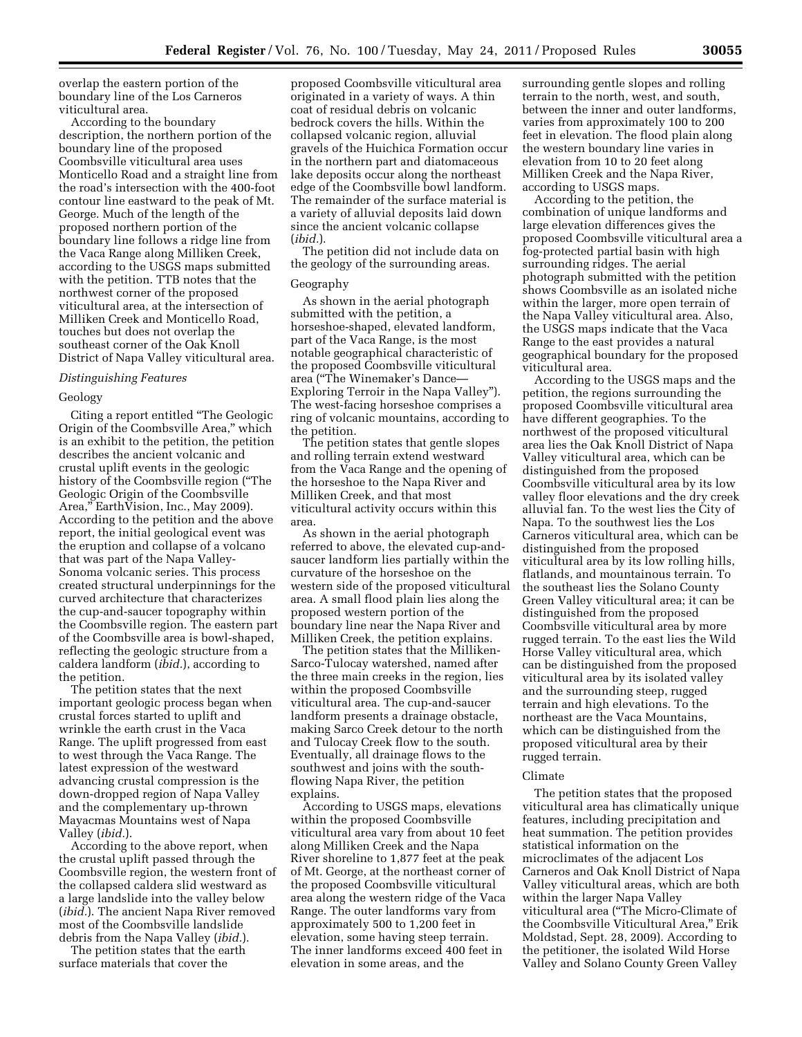overlap the eastern portion of the boundary line of the Los Carneros viticultural area.

According to the boundary description, the northern portion of the boundary line of the proposed Coombsville viticultural area uses Monticello Road and a straight line from the road's intersection with the 400-foot contour line eastward to the peak of Mt. George. Much of the length of the proposed northern portion of the boundary line follows a ridge line from the Vaca Range along Milliken Creek, according to the USGS maps submitted with the petition. TTB notes that the northwest corner of the proposed viticultural area, at the intersection of Milliken Creek and Monticello Road, touches but does not overlap the southeast corner of the Oak Knoll District of Napa Valley viticultural area.

### *Distinguishing Features*

#### Geology

Citing a report entitled "The Geologic Origin of the Coombsville Area," which is an exhibit to the petition, the petition describes the ancient volcanic and crustal uplift events in the geologic history of the Coombsville region ("The Geologic Origin of the Coombsville Area," EarthVision, Inc., May 2009). According to the petition and the above report, the initial geological event was the eruption and collapse of a volcano that was part of the Napa Valley-Sonoma volcanic series. This process created structural underpinnings for the curved architecture that characterizes the cup-and-saucer topography within the Coombsville region. The eastern part of the Coombsville area is bowl-shaped, reflecting the geologic structure from a caldera landform (*ibid.*), according to the petition.

The petition states that the next important geologic process began when crustal forces started to uplift and wrinkle the earth crust in the Vaca Range. The uplift progressed from east to west through the Vaca Range. The latest expression of the westward advancing crustal compression is the down-dropped region of Napa Valley and the complementary up-thrown Mayacmas Mountains west of Napa Valley (*ibid.*).

According to the above report, when the crustal uplift passed through the Coombsville region, the western front of the collapsed caldera slid westward as a large landslide into the valley below (*ibid.*). The ancient Napa River removed most of the Coombsville landslide debris from the Napa Valley (*ibid.*).

The petition states that the earth surface materials that cover the proposed Coombsville viticultural area originated in a variety of ways. A thin coat of residual debris on volcanic bedrock covers the hills. Within the collapsed volcanic region, alluvial gravels of the Huichica Formation occur in the northern part and diatomaceous lake deposits occur along the northeast edge of the Coombsville bowl landform. The remainder of the surface material is a variety of alluvial deposits laid down since the ancient volcanic collapse (*ibid.*).

The petition did not include data on the geology of the surrounding areas.

#### Geography

As shown in the aerial photograph submitted with the petition, a horseshoe-shaped, elevated landform, part of the Vaca Range, is the most notable geographical characteristic of the proposed Coombsville viticultural area ("The Winemaker's Dance—Exploring Terroir in the Napa Valley"). The west-facing horseshoe comprises a ring of volcanic mountains, according to the petition.

The petition states that gentle slopes and rolling terrain extend westward from the Vaca Range and the opening of the horseshoe to the Napa River and Milliken Creek, and that most viticultural activity occurs within this area.

As shown in the aerial photograph referred to above, the elevated cup-and-saucer landform lies partially within the curvature of the horseshoe on the western side of the proposed viticultural area. A small flood plain lies along the proposed western portion of the boundary line near the Napa River and Milliken Creek, the petition explains.

The petition states that the Milliken-Sarco-Tulocay watershed, named after the three main creeks in the region, lies within the proposed Coombsville viticultural area. The cup-and-saucer landform presents a drainage obstacle, making Sarco Creek detour to the north and Tulocay Creek flow to the south. Eventually, all drainage flows to the southwest and joins with the south-flowing Napa River, the petition explains.

According to USGS maps, elevations within the proposed Coombsville viticultural area vary from about 10 feet along Milliken Creek and the Napa River shoreline to 1,877 feet at the peak of Mt. George, at the northeast corner of the proposed Coombsville viticultural area along the western ridge of the Vaca Range. The outer landforms vary from approximately 500 to 1,200 feet in elevation, some having steep terrain. The inner landforms exceed 400 feet in elevation in some areas, and the surrounding gentle slopes and rolling terrain to the north, west, and south, between the inner and outer landforms, varies from approximately 100 to 200 feet in elevation. The flood plain along the western boundary line varies in elevation from 10 to 20 feet along Milliken Creek and the Napa River, according to USGS maps.

According to the petition, the combination of unique landforms and large elevation differences gives the proposed Coombsville viticultural area a fog-protected partial basin with high surrounding ridges. The aerial photograph submitted with the petition shows Coombsville as an isolated niche within the larger, more open terrain of the Napa Valley viticultural area. Also, the USGS maps indicate that the Vaca Range to the east provides a natural geographical boundary for the proposed viticultural area.

According to the USGS maps and the petition, the regions surrounding the proposed Coombsville viticultural area have different geographies. To the northwest of the proposed viticultural area lies the Oak Knoll District of Napa Valley viticultural area, which can be distinguished from the proposed Coombsville viticultural area by its low valley floor elevations and the dry creek alluvial fan. To the west lies the City of Napa. To the southwest lies the Los Carneros viticultural area, which can be distinguished from the proposed viticultural area by its low rolling hills, flatlands, and mountainous terrain. To the southeast lies the Solano County Green Valley viticultural area; it can be distinguished from the proposed Coombsville viticultural area by more rugged terrain. To the east lies the Wild Horse Valley viticultural area, which can be distinguished from the proposed viticultural area by its isolated valley and the surrounding steep, rugged terrain and high elevations. To the northeast are the Vaca Mountains, which can be distinguished from the proposed viticultural area by their rugged terrain.

#### Climate

The petition states that the proposed viticultural area has climatically unique features, including precipitation and heat summation. The petition provides statistical information on the microclimates of the adjacent Los Carneros and Oak Knoll District of Napa Valley viticultural areas, which are both within the larger Napa Valley viticultural area ("The Micro-Climate of the Coombsville Viticultural Area," Erik Moldstad, Sept. 28, 2009). According to the petitioner, the isolated Wild Horse Valley and Solano County Green Valley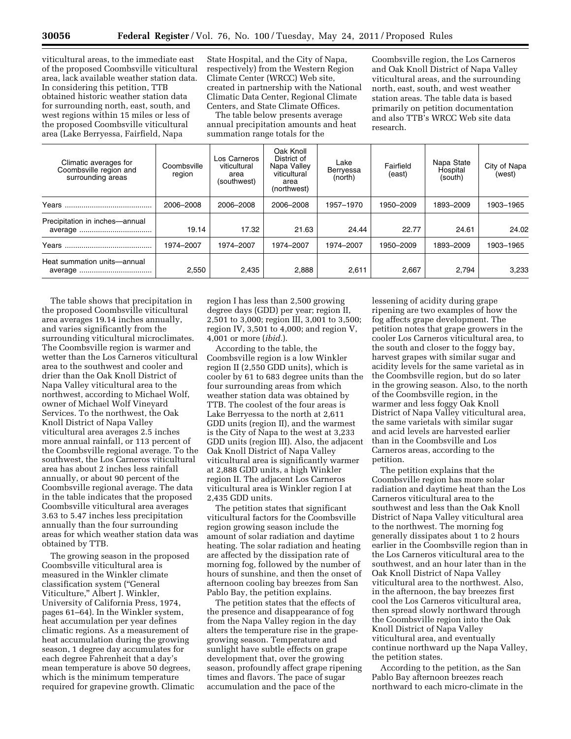viticultural areas, to the immediate east of the proposed Coombsville viticultural area, lack available weather station data. In considering this petition, TTB obtained historic weather station data for surrounding north, east, south, and west regions within 15 miles or less of the proposed Coombsville viticultural area (Lake Berryessa, Fairfield, Napa State Hospital, and the City of Napa, respectively) from the Western Region Climate Center (WRCC) Web site, created in partnership with the National Climatic Data Center, Regional Climate Centers, and State Climate Offices.

The table below presents average annual precipitation amounts and heat summation range totals for the Coombsville region, the Los Carneros and Oak Knoll District of Napa Valley viticultural areas, and the surrounding north, east, south, and west weather station areas. The table data is based primarily on petition documentation and also TTB's WRCC Web site data research.

| Climatic averages for Coombsville region and surrounding areas | Coombsville region | Los Carneros viticultural area (southwest) | Oak Knoll District of Napa Valley viticultural area (northwest) | Lake Berryessa (north) | Fairfield (east) | Napa State Hospital (south) | City of Napa (west) |
|---|---|---|---|---|---|---|---|
| Years | 2006–2008 | 2006–2008 | 2006–2008 | 1957–1970 | 1950–2009 | 1893–2009 | 1903–1965 |
| Precipitation in inches—annual average | 19.14 | 17.32 | 21.63 | 24.44 | 22.77 | 24.61 | 24.02 |
| Years | 1974–2007 | 1974–2007 | 1974–2007 | 1974–2007 | 1950–2009 | 1893–2009 | 1903–1965 |
| Heat summation units—annual average | 2,550 | 2,435 | 2,888 | 2,611 | 2,667 | 2,794 | 3,233 |

The table shows that precipitation in the proposed Coombsville viticultural area averages 19.14 inches annually, and varies significantly from the surrounding viticultural microclimates. The Coombsville region is warmer and wetter than the Los Carneros viticultural area to the southwest and cooler and drier than the Oak Knoll District of Napa Valley viticultural area to the northwest, according to Michael Wolf, owner of Michael Wolf Vineyard Services. To the northwest, the Oak Knoll District of Napa Valley viticultural area averages 2.5 inches more annual rainfall, or 113 percent of the Coombsville regional average. To the southwest, the Los Carneros viticultural area has about 2 inches less rainfall annually, or about 90 percent of the Coombsville regional average. The data in the table indicates that the proposed Coombsville viticultural area averages 3.63 to 5.47 inches less precipitation annually than the four surrounding areas for which weather station data was obtained by TTB.

The growing season in the proposed Coombsville viticultural area is measured in the Winkler climate classification system ("General Viticulture," Albert J. Winkler, University of California Press, 1974, pages 61–64). In the Winkler system, heat accumulation per year defines climatic regions. As a measurement of heat accumulation during the growing season, 1 degree day accumulates for each degree Fahrenheit that a day's mean temperature is above 50 degrees, which is the minimum temperature required for grapevine growth. Climatic region I has less than 2,500 growing degree days (GDD) per year; region II, 2,501 to 3,000; region III, 3,001 to 3,500; region IV, 3,501 to 4,000; and region V, 4,001 or more (*ibid.*).

According to the table, the Coombsville region is a low Winkler region II (2,550 GDD units), which is cooler by 61 to 683 degree units than the four surrounding areas from which weather station data was obtained by TTB. The coolest of the four areas is Lake Berryessa to the north at 2,611 GDD units (region II), and the warmest is the City of Napa to the west at 3,233 GDD units (region III). Also, the adjacent Oak Knoll District of Napa Valley viticultural area is significantly warmer at 2,888 GDD units, a high Winkler region II. The adjacent Los Carneros viticultural area is Winkler region I at 2,435 GDD units.

The petition states that significant viticultural factors for the Coombsville region growing season include the amount of solar radiation and daytime heating. The solar radiation and heating are affected by the dissipation rate of morning fog, followed by the number of hours of sunshine, and then the onset of afternoon cooling bay breezes from San Pablo Bay, the petition explains.

The petition states that the effects of the presence and disappearance of fog from the Napa Valley region in the day alters the temperature rise in the grape-growing season. Temperature and sunlight have subtle effects on grape development that, over the growing season, profoundly affect grape ripening times and flavors. The pace of sugar accumulation and the pace of the lessening of acidity during grape ripening are two examples of how the fog affects grape development. The petition notes that grape growers in the cooler Los Carneros viticultural area, to the south and closer to the foggy bay, harvest grapes with similar sugar and acidity levels for the same varietal as in the Coombsville region, but do so later in the growing season. Also, to the north of the Coombsville region, in the warmer and less foggy Oak Knoll District of Napa Valley viticultural area, the same varietals with similar sugar and acid levels are harvested earlier than in the Coombsville and Los Carneros areas, according to the petition.

The petition explains that the Coombsville region has more solar radiation and daytime heat than the Los Carneros viticultural area to the southwest and less than the Oak Knoll District of Napa Valley viticultural area to the northwest. The morning fog generally dissipates about 1 to 2 hours earlier in the Coombsville region than in the Los Carneros viticultural area to the southwest, and an hour later than in the Oak Knoll District of Napa Valley viticultural area to the northwest. Also, in the afternoon, the bay breezes first cool the Los Carneros viticultural area, then spread slowly northward through the Coombsville region into the Oak Knoll District of Napa Valley viticultural area, and eventually continue northward up the Napa Valley, the petition states.

According to the petition, as the San Pablo Bay afternoon breezes reach northward to each micro-climate in the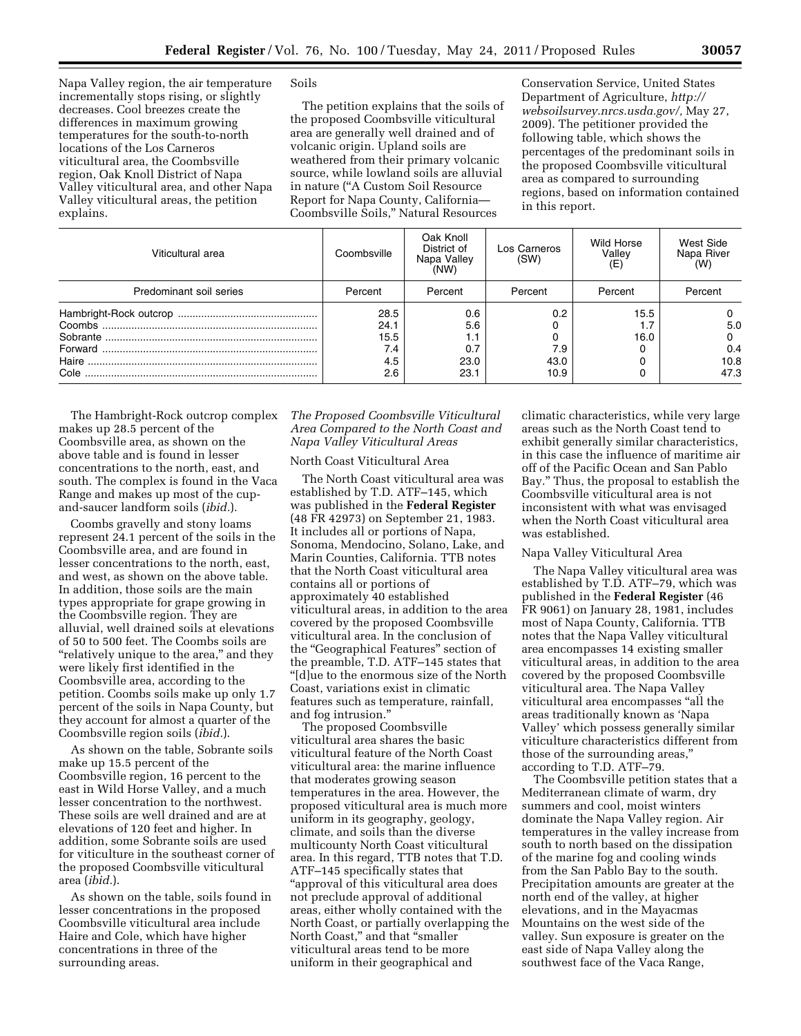Napa Valley region, the air temperature incrementally stops rising, or slightly decreases. Cool breezes create the differences in maximum growing temperatures for the south-to-north locations of the Los Carneros viticultural area, the Coombsville region, Oak Knoll District of Napa Valley viticultural area, and other Napa Valley viticultural areas, the petition explains.

Soils

The petition explains that the soils of the proposed Coombsville viticultural area are generally well drained and of volcanic origin. Upland soils are weathered from their primary volcanic source, while lowland soils are alluvial in nature ("A Custom Soil Resource Report for Napa County, California—Coombsville Soils," Natural Resources Conservation Service, United States Department of Agriculture, *http://websoilsurvey.nrcs.usda.gov/,* May 27, 2009). The petitioner provided the following table, which shows the percentages of the predominant soils in the proposed Coombsville viticultural area as compared to surrounding regions, based on information contained in this report.

| Viticultural area | Coombsville | Oak Knoll District of Napa Valley (NW) | Los Carneros (SW) | Wild Horse Valley (E) | West Side Napa River (W) |
|---|---|---|---|---|---|
| Predominant soil series | Percent | Percent | Percent | Percent | Percent |
| Hambright-Rock outcrop | 28.5 | 0.6 | 0.2 | 15.5 | 0 |
| Coombs | 24.1 | 5.6 | 0 | 1.7 | 5.0 |
| Sobrante | 15.5 | 1.1 | 0 | 16.0 | 0 |
| Forward | 7.4 | 0.7 | 7.9 | 0 | 0.4 |
| Haire | 4.5 | 23.0 | 43.0 | 0 | 10.8 |
| Cole | 2.6 | 23.1 | 10.9 | 0 | 47.3 |

The Hambright-Rock outcrop complex makes up 28.5 percent of the Coombsville area, as shown on the above table and is found in lesser concentrations to the north, east, and south. The complex is found in the Vaca Range and makes up most of the cup-and-saucer landform soils (*ibid.*).

Coombs gravelly and stony loams represent 24.1 percent of the soils in the Coombsville area, and are found in lesser concentrations to the north, east, and west, as shown on the above table. In addition, those soils are the main types appropriate for grape growing in the Coombsville region. They are alluvial, well drained soils at elevations of 50 to 500 feet. The Coombs soils are "relatively unique to the area," and they were likely first identified in the Coombsville area, according to the petition. Coombs soils make up only 1.7 percent of the soils in Napa County, but they account for almost a quarter of the Coombsville region soils (*ibid.*).

As shown on the table, Sobrante soils make up 15.5 percent of the Coombsville region, 16 percent to the east in Wild Horse Valley, and a much lesser concentration to the northwest. These soils are well drained and are at elevations of 120 feet and higher. In addition, some Sobrante soils are used for viticulture in the southeast corner of the proposed Coombsville viticultural area (*ibid.*).

As shown on the table, soils found in lesser concentrations in the proposed Coombsville viticultural area include Haire and Cole, which have higher concentrations in three of the surrounding areas.

*The Proposed Coombsville Viticultural Area Compared to the North Coast and Napa Valley Viticultural Areas*

North Coast Viticultural Area

The North Coast viticultural area was established by T.D. ATF–145, which was published in the **Federal Register** (48 FR 42973) on September 21, 1983. It includes all or portions of Napa, Sonoma, Mendocino, Solano, Lake, and Marin Counties, California. TTB notes that the North Coast viticultural area contains all or portions of approximately 40 established viticultural areas, in addition to the area covered by the proposed Coombsville viticultural area. In the conclusion of the "Geographical Features" section of the preamble, T.D. ATF–145 states that "[d]ue to the enormous size of the North Coast, variations exist in climatic features such as temperature, rainfall, and fog intrusion."

The proposed Coombsville viticultural area shares the basic viticultural feature of the North Coast viticultural area: the marine influence that moderates growing season temperatures in the area. However, the proposed viticultural area is much more uniform in its geography, geology, climate, and soils than the diverse multicounty North Coast viticultural area. In this regard, TTB notes that T.D. ATF–145 specifically states that "approval of this viticultural area does not preclude approval of additional areas, either wholly contained with the North Coast, or partially overlapping the North Coast," and that "smaller viticultural areas tend to be more uniform in their geographical and climatic characteristics, while very large areas such as the North Coast tend to exhibit generally similar characteristics, in this case the influence of maritime air off of the Pacific Ocean and San Pablo Bay." Thus, the proposal to establish the Coombsville viticultural area is not inconsistent with what was envisaged when the North Coast viticultural area was established.

Napa Valley Viticultural Area

The Napa Valley viticultural area was established by T.D. ATF–79, which was published in the **Federal Register** (46 FR 9061) on January 28, 1981, includes most of Napa County, California. TTB notes that the Napa Valley viticultural area encompasses 14 existing smaller viticultural areas, in addition to the area covered by the proposed Coombsville viticultural area. The Napa Valley viticultural area encompasses "all the areas traditionally known as 'Napa Valley' which possess generally similar viticulture characteristics different from those of the surrounding areas," according to T.D. ATF–79.

The Coombsville petition states that a Mediterranean climate of warm, dry summers and cool, moist winters dominate the Napa Valley region. Air temperatures in the valley increase from south to north based on the dissipation of the marine fog and cooling winds from the San Pablo Bay to the south. Precipitation amounts are greater at the north end of the valley, at higher elevations, and in the Mayacmas Mountains on the west side of the valley. Sun exposure is greater on the east side of Napa Valley along the southwest face of the Vaca Range,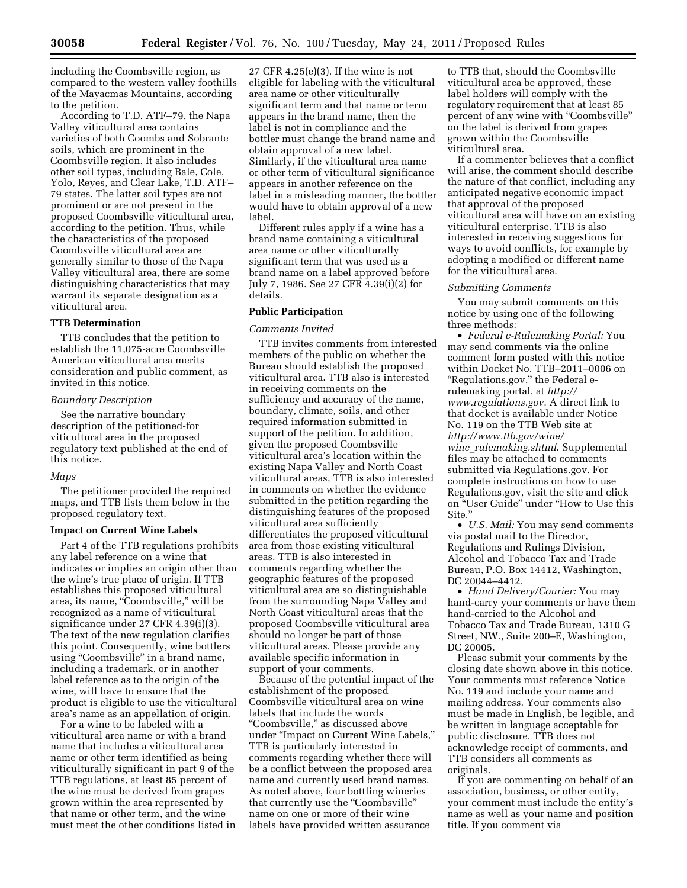including the Coombsville region, as compared to the western valley foothills of the Mayacmas Mountains, according to the petition.

According to T.D. ATF–79, the Napa Valley viticultural area contains varieties of both Coombs and Sobrante soils, which are prominent in the Coombsville region. It also includes other soil types, including Bale, Cole, Yolo, Reyes, and Clear Lake, T.D. ATF–79 states. The latter soil types are not prominent or are not present in the proposed Coombsville viticultural area, according to the petition. Thus, while the characteristics of the proposed Coombsville viticultural area are generally similar to those of the Napa Valley viticultural area, there are some distinguishing characteristics that may warrant its separate designation as a viticultural area.

### TTB Determination

TTB concludes that the petition to establish the 11,075-acre Coombsville American viticultural area merits consideration and public comment, as invited in this notice.

*Boundary Description*

See the narrative boundary description of the petitioned-for viticultural area in the proposed regulatory text published at the end of this notice.

*Maps*

The petitioner provided the required maps, and TTB lists them below in the proposed regulatory text.

### Impact on Current Wine Labels

Part 4 of the TTB regulations prohibits any label reference on a wine that indicates or implies an origin other than the wine's true place of origin. If TTB establishes this proposed viticultural area, its name, "Coombsville," will be recognized as a name of viticultural significance under 27 CFR 4.39(i)(3). The text of the new regulation clarifies this point. Consequently, wine bottlers using "Coombsville" in a brand name, including a trademark, or in another label reference as to the origin of the wine, will have to ensure that the product is eligible to use the viticultural area's name as an appellation of origin.

For a wine to be labeled with a viticultural area name or with a brand name that includes a viticultural area name or other term identified as being viticulturally significant in part 9 of the TTB regulations, at least 85 percent of the wine must be derived from grapes grown within the area represented by that name or other term, and the wine must meet the other conditions listed in 27 CFR 4.25(e)(3). If the wine is not eligible for labeling with the viticultural area name or other viticulturally significant term and that name or term appears in the brand name, then the label is not in compliance and the bottler must change the brand name and obtain approval of a new label. Similarly, if the viticultural area name or other term of viticultural significance appears in another reference on the label in a misleading manner, the bottler would have to obtain approval of a new label.

Different rules apply if a wine has a brand name containing a viticultural area name or other viticulturally significant term that was used as a brand name on a label approved before July 7, 1986. See 27 CFR 4.39(i)(2) for details.

### Public Participation

*Comments Invited*

TTB invites comments from interested members of the public on whether the Bureau should establish the proposed viticultural area. TTB also is interested in receiving comments on the sufficiency and accuracy of the name, boundary, climate, soils, and other required information submitted in support of the petition. In addition, given the proposed Coombsville viticultural area's location within the existing Napa Valley and North Coast viticultural areas, TTB is also interested in comments on whether the evidence submitted in the petition regarding the distinguishing features of the proposed viticultural area sufficiently differentiates the proposed viticultural area from those existing viticultural areas. TTB is also interested in comments regarding whether the geographic features of the proposed viticultural area are so distinguishable from the surrounding Napa Valley and North Coast viticultural areas that the proposed Coombsville viticultural area should no longer be part of those viticultural areas. Please provide any available specific information in support of your comments.

Because of the potential impact of the establishment of the proposed Coombsville viticultural area on wine labels that include the words "Coombsville," as discussed above under "Impact on Current Wine Labels," TTB is particularly interested in comments regarding whether there will be a conflict between the proposed area name and currently used brand names. As noted above, four bottling wineries that currently use the "Coombsville" name on one or more of their wine labels have provided written assurance to TTB that, should the Coombsville viticultural area be approved, these label holders will comply with the regulatory requirement that at least 85 percent of any wine with "Coombsville" on the label is derived from grapes grown within the Coombsville viticultural area.

If a commenter believes that a conflict will arise, the comment should describe the nature of that conflict, including any anticipated negative economic impact that approval of the proposed viticultural area will have on an existing viticultural enterprise. TTB is also interested in receiving suggestions for ways to avoid conflicts, for example by adopting a modified or different name for the viticultural area.

*Submitting Comments*

You may submit comments on this notice by using one of the following three methods:

- *Federal e-Rulemaking Portal:* You may send comments via the online comment form posted with this notice within Docket No. TTB–2011–0006 on "Regulations.gov," the Federal e-rulemaking portal, at *http://www.regulations.gov*. A direct link to that docket is available under Notice No. 119 on the TTB Web site at *http://www.ttb.gov/wine/wine_rulemaking.shtml*. Supplemental files may be attached to comments submitted via Regulations.gov. For complete instructions on how to use Regulations.gov, visit the site and click on "User Guide" under "How to Use this Site."
- *U.S. Mail:* You may send comments via postal mail to the Director, Regulations and Rulings Division, Alcohol and Tobacco Tax and Trade Bureau, P.O. Box 14412, Washington, DC 20044–4412.
- *Hand Delivery/Courier:* You may hand-carry your comments or have them hand-carried to the Alcohol and Tobacco Tax and Trade Bureau, 1310 G Street, NW., Suite 200–E, Washington, DC 20005.

Please submit your comments by the closing date shown above in this notice. Your comments must reference Notice No. 119 and include your name and mailing address. Your comments also must be made in English, be legible, and be written in language acceptable for public disclosure. TTB does not acknowledge receipt of comments, and TTB considers all comments as originals.

If you are commenting on behalf of an association, business, or other entity, your comment must include the entity's name as well as your name and position title. If you comment via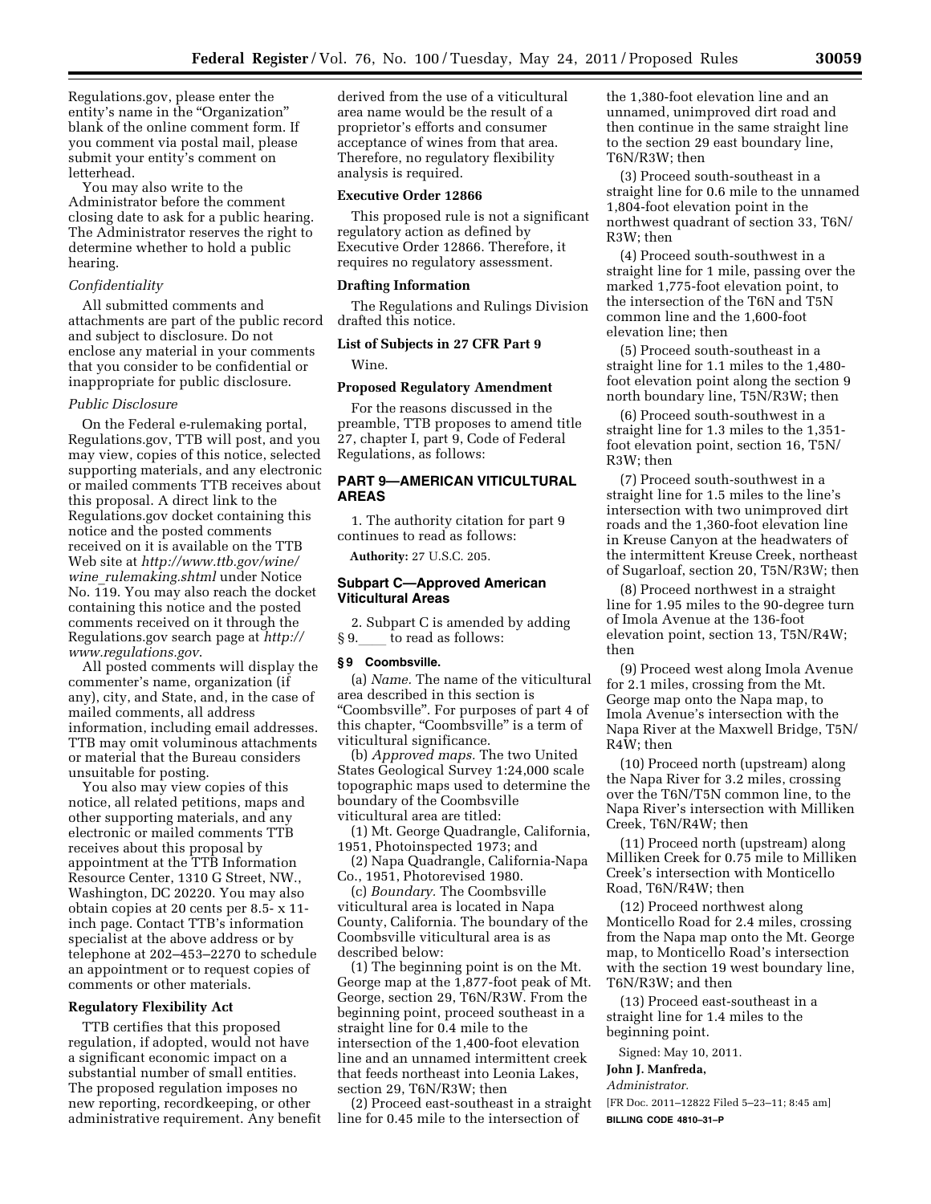Regulations.gov, please enter the entity's name in the "Organization" blank of the online comment form. If you comment via postal mail, please submit your entity's comment on letterhead.

You may also write to the Administrator before the comment closing date to ask for a public hearing. The Administrator reserves the right to determine whether to hold a public hearing.

*Confidentiality*

All submitted comments and attachments are part of the public record and subject to disclosure. Do not enclose any material in your comments that you consider to be confidential or inappropriate for public disclosure.

*Public Disclosure*

On the Federal e-rulemaking portal, Regulations.gov, TTB will post, and you may view, copies of this notice, selected supporting materials, and any electronic or mailed comments TTB receives about this proposal. A direct link to the Regulations.gov docket containing this notice and the posted comments received on it is available on the TTB Web site at *http://www.ttb.gov/wine/wine_rulemaking.shtml* under Notice No. 119. You may also reach the docket containing this notice and the posted comments received on it through the Regulations.gov search page at *http://www.regulations.gov*.

All posted comments will display the commenter's name, organization (if any), city, and State, and, in the case of mailed comments, all address information, including email addresses. TTB may omit voluminous attachments or material that the Bureau considers unsuitable for posting.

You also may view copies of this notice, all related petitions, maps and other supporting materials, and any electronic or mailed comments TTB receives about this proposal by appointment at the TTB Information Resource Center, 1310 G Street, NW., Washington, DC 20220. You may also obtain copies at 20 cents per 8.5- x 11-inch page. Contact TTB's information specialist at the above address or by telephone at 202–453–2270 to schedule an appointment or to request copies of comments or other materials.

**Regulatory Flexibility Act**

TTB certifies that this proposed regulation, if adopted, would not have a significant economic impact on a substantial number of small entities. The proposed regulation imposes no new reporting, recordkeeping, or other administrative requirement. Any benefit derived from the use of a viticultural area name would be the result of a proprietor's efforts and consumer acceptance of wines from that area. Therefore, no regulatory flexibility analysis is required.

**Executive Order 12866**

This proposed rule is not a significant regulatory action as defined by Executive Order 12866. Therefore, it requires no regulatory assessment.

**Drafting Information**

The Regulations and Rulings Division drafted this notice.

**List of Subjects in 27 CFR Part 9**

Wine.

**Proposed Regulatory Amendment**

For the reasons discussed in the preamble, TTB proposes to amend title 27, chapter I, part 9, Code of Federal Regulations, as follows:

## PART 9—AMERICAN VITICULTURAL AREAS

1. The authority citation for part 9 continues to read as follows:

**Authority:** 27 U.S.C. 205.

### Subpart C—Approved American Viticultural Areas

2. Subpart C is amended by adding § 9.____ to read as follows:

**§ 9 Coombsville.**

(a) *Name.* The name of the viticultural area described in this section is "Coombsville". For purposes of part 4 of this chapter, "Coombsville" is a term of viticultural significance.

(b) *Approved maps.* The two United States Geological Survey 1:24,000 scale topographic maps used to determine the boundary of the Coombsville viticultural area are titled:

(1) Mt. George Quadrangle, California, 1951, Photoinspected 1973; and

(2) Napa Quadrangle, California-Napa Co., 1951, Photorevised 1980.

(c) *Boundary.* The Coombsville viticultural area is located in Napa County, California. The boundary of the Coombsville viticultural area is as described below:

(1) The beginning point is on the Mt. George map at the 1,877-foot peak of Mt. George, section 29, T6N/R3W. From the beginning point, proceed southeast in a straight line for 0.4 mile to the intersection of the 1,400-foot elevation line and an unnamed intermittent creek that feeds northeast into Leonia Lakes, section 29, T6N/R3W; then

(2) Proceed east-southeast in a straight line for 0.45 mile to the intersection of the 1,380-foot elevation line and an unnamed, unimproved dirt road and then continue in the same straight line to the section 29 east boundary line, T6N/R3W; then

(3) Proceed south-southeast in a straight line for 0.6 mile to the unnamed 1,804-foot elevation point in the northwest quadrant of section 33, T6N/R3W; then

(4) Proceed south-southwest in a straight line for 1 mile, passing over the marked 1,775-foot elevation point, to the intersection of the T6N and T5N common line and the 1,600-foot elevation line; then

(5) Proceed south-southeast in a straight line for 1.1 miles to the 1,480-foot elevation point along the section 9 north boundary line, T5N/R3W; then

(6) Proceed south-southwest in a straight line for 1.3 miles to the 1,351-foot elevation point, section 16, T5N/R3W; then

(7) Proceed south-southwest in a straight line for 1.5 miles to the line's intersection with two unimproved dirt roads and the 1,360-foot elevation line in Kreuse Canyon at the headwaters of the intermittent Kreuse Creek, northeast of Sugarloaf, section 20, T5N/R3W; then

(8) Proceed northwest in a straight line for 1.95 miles to the 90-degree turn of Imola Avenue at the 136-foot elevation point, section 13, T5N/R4W; then

(9) Proceed west along Imola Avenue for 2.1 miles, crossing from the Mt. George map onto the Napa map, to Imola Avenue's intersection with the Napa River at the Maxwell Bridge, T5N/R4W; then

(10) Proceed north (upstream) along the Napa River for 3.2 miles, crossing over the T6N/T5N common line, to the Napa River's intersection with Milliken Creek, T6N/R4W; then

(11) Proceed north (upstream) along Milliken Creek for 0.75 mile to Milliken Creek's intersection with Monticello Road, T6N/R4W; then

(12) Proceed northwest along Monticello Road for 2.4 miles, crossing from the Napa map onto the Mt. George map, to Monticello Road's intersection with the section 19 west boundary line, T6N/R3W; and then

(13) Proceed east-southeast in a straight line for 1.4 miles to the beginning point.

Signed: May 10, 2011.

**John J. Manfreda,**

*Administrator.*

[FR Doc. 2011–12822 Filed 5–23–11; 8:45 am]

**BILLING CODE 4810–31–P**